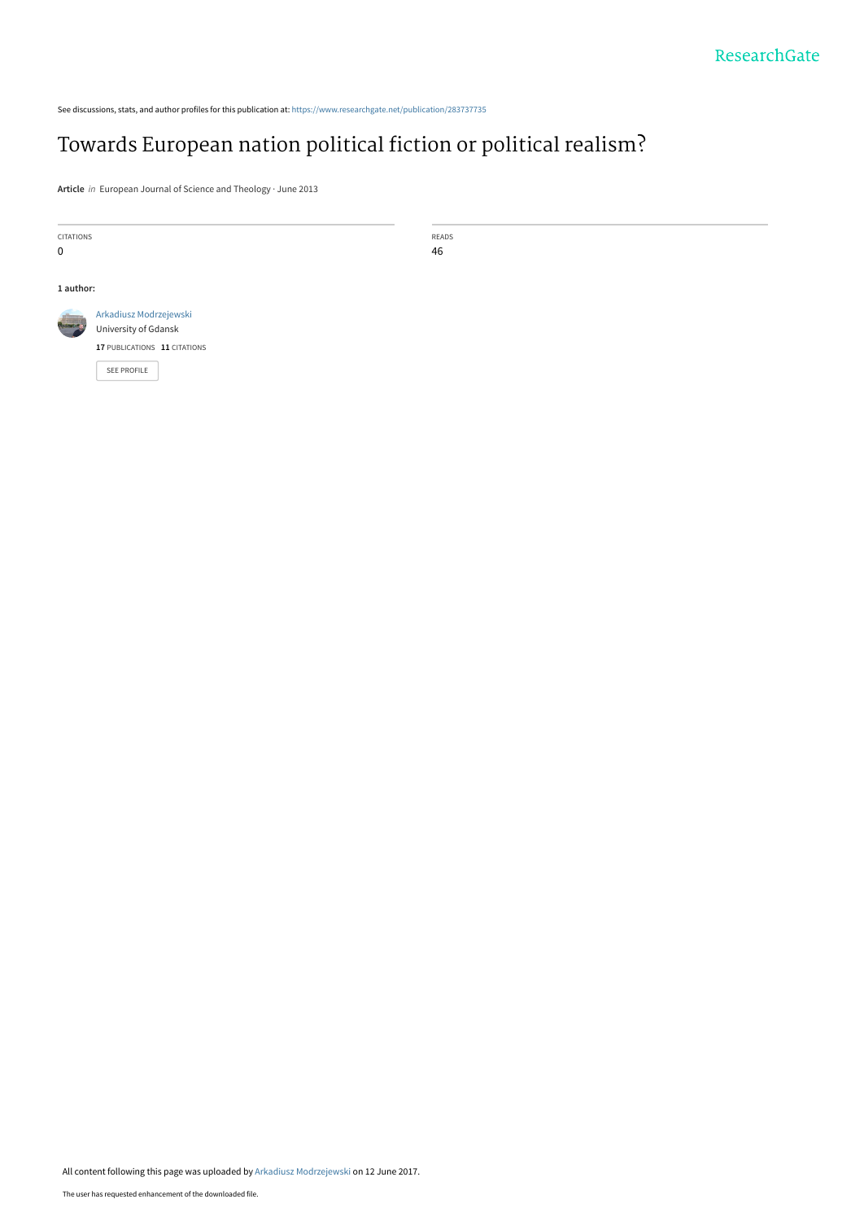See discussions, stats, and author profiles for this publication at: https://www.researchgate.net/publication/283737735

# Towards European nation political fiction or political realism?

**Article** *in* European Journal of Science and Theology · June 2013

| CITATIONS | READS |
| --- | --- |
| 0 | 46 |

**1 author:**

Arkadiusz Modrzejewski
University of Gdansk
**17** PUBLICATIONS **11** CITATIONS

SEE PROFILE

All content following this page was uploaded by Arkadiusz Modrzejewski on 12 June 2017.

The user has requested enhancement of the downloaded file.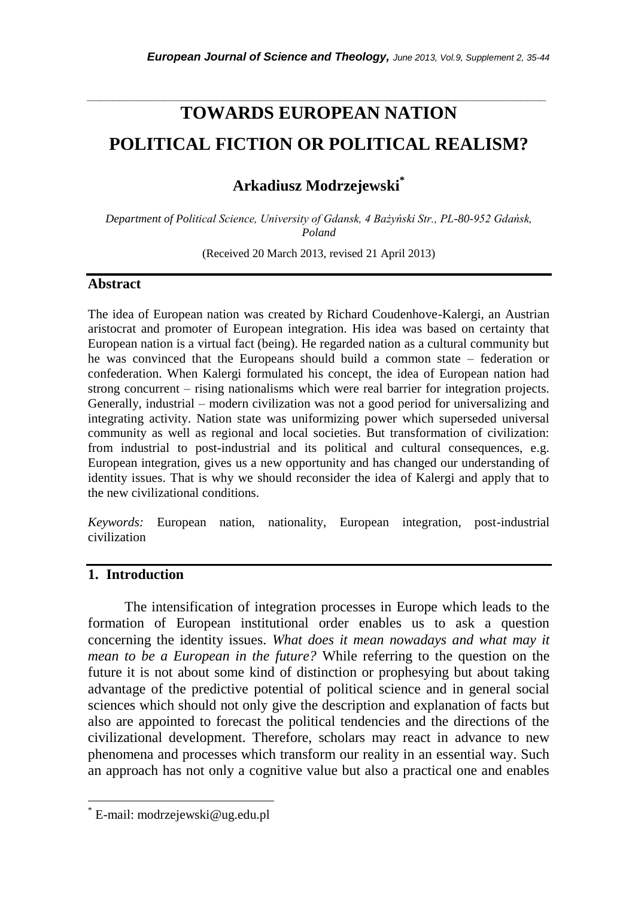# TOWARDS EUROPEAN NATION

# POLITICAL FICTION OR POLITICAL REALISM?

## Arkadiusz Modrzejewski*

*Department of Political Science, University of Gdansk, 4 Bażyński Str., PL-80-952 Gdańsk, Poland*

(Received 20 March 2013, revised 21 April 2013)

## Abstract

The idea of European nation was created by Richard Coudenhove-Kalergi, an Austrian aristocrat and promoter of European integration. His idea was based on certainty that European nation is a virtual fact (being). He regarded nation as a cultural community but he was convinced that the Europeans should build a common state – federation or confederation. When Kalergi formulated his concept, the idea of European nation had strong concurrent – rising nationalisms which were real barrier for integration projects. Generally, industrial – modern civilization was not a good period for universalizing and integrating activity. Nation state was uniformizing power which superseded universal community as well as regional and local societies. But transformation of civilization: from industrial to post-industrial and its political and cultural consequences, e.g. European integration, gives us a new opportunity and has changed our understanding of identity issues. That is why we should reconsider the idea of Kalergi and apply that to the new civilizational conditions.

*Keywords:* European nation, nationality, European integration, post-industrial civilization

## 1. Introduction

The intensification of integration processes in Europe which leads to the formation of European institutional order enables us to ask a question concerning the identity issues. *What does it mean nowadays and what may it mean to be a European in the future?* While referring to the question on the future it is not about some kind of distinction or prophesying but about taking advantage of the predictive potential of political science and in general social sciences which should not only give the description and explanation of facts but also are appointed to forecast the political tendencies and the directions of the civilizational development. Therefore, scholars may react in advance to new phenomena and processes which transform our reality in an essential way. Such an approach has not only a cognitive value but also a practical one and enables

---

* E-mail: modrzejewski@ug.edu.pl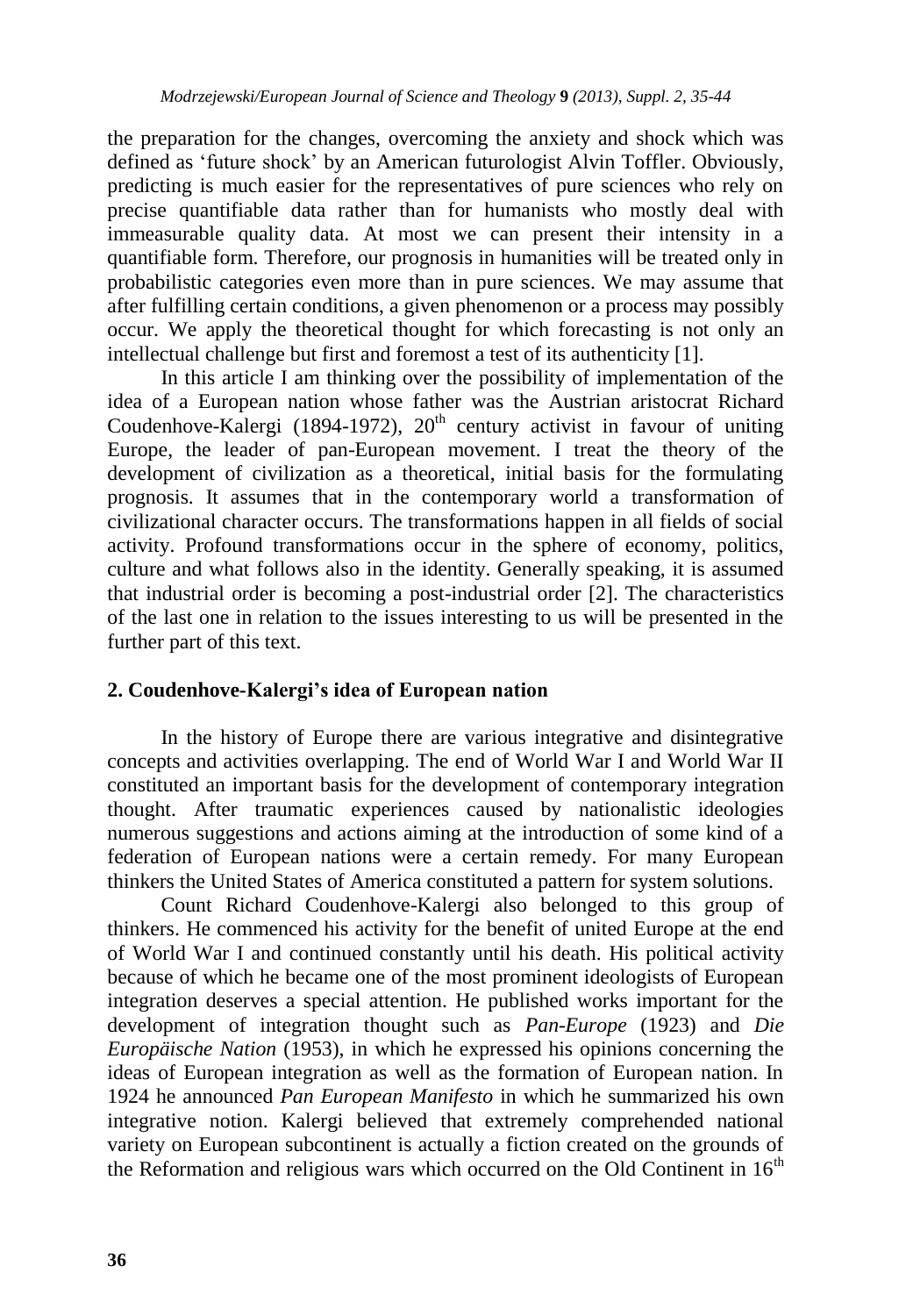the preparation for the changes, overcoming the anxiety and shock which was defined as 'future shock' by an American futurologist Alvin Toffler. Obviously, predicting is much easier for the representatives of pure sciences who rely on precise quantifiable data rather than for humanists who mostly deal with immeasurable quality data. At most we can present their intensity in a quantifiable form. Therefore, our prognosis in humanities will be treated only in probabilistic categories even more than in pure sciences. We may assume that after fulfilling certain conditions, a given phenomenon or a process may possibly occur. We apply the theoretical thought for which forecasting is not only an intellectual challenge but first and foremost a test of its authenticity [1].

In this article I am thinking over the possibility of implementation of the idea of a European nation whose father was the Austrian aristocrat Richard Coudenhove-Kalergi (1894-1972), 20th century activist in favour of uniting Europe, the leader of pan-European movement. I treat the theory of the development of civilization as a theoretical, initial basis for the formulating prognosis. It assumes that in the contemporary world a transformation of civilizational character occurs. The transformations happen in all fields of social activity. Profound transformations occur in the sphere of economy, politics, culture and what follows also in the identity. Generally speaking, it is assumed that industrial order is becoming a post-industrial order [2]. The characteristics of the last one in relation to the issues interesting to us will be presented in the further part of this text.

## 2. Coudenhove-Kalergi's idea of European nation

In the history of Europe there are various integrative and disintegrative concepts and activities overlapping. The end of World War I and World War II constituted an important basis for the development of contemporary integration thought. After traumatic experiences caused by nationalistic ideologies numerous suggestions and actions aiming at the introduction of some kind of a federation of European nations were a certain remedy. For many European thinkers the United States of America constituted a pattern for system solutions.

Count Richard Coudenhove-Kalergi also belonged to this group of thinkers. He commenced his activity for the benefit of united Europe at the end of World War I and continued constantly until his death. His political activity because of which he became one of the most prominent ideologists of European integration deserves a special attention. He published works important for the development of integration thought such as *Pan-Europe* (1923) and *Die Europäische Nation* (1953), in which he expressed his opinions concerning the ideas of European integration as well as the formation of European nation. In 1924 he announced *Pan European Manifesto* in which he summarized his own integrative notion. Kalergi believed that extremely comprehended national variety on European subcontinent is actually a fiction created on the grounds of the Reformation and religious wars which occurred on the Old Continent in 16th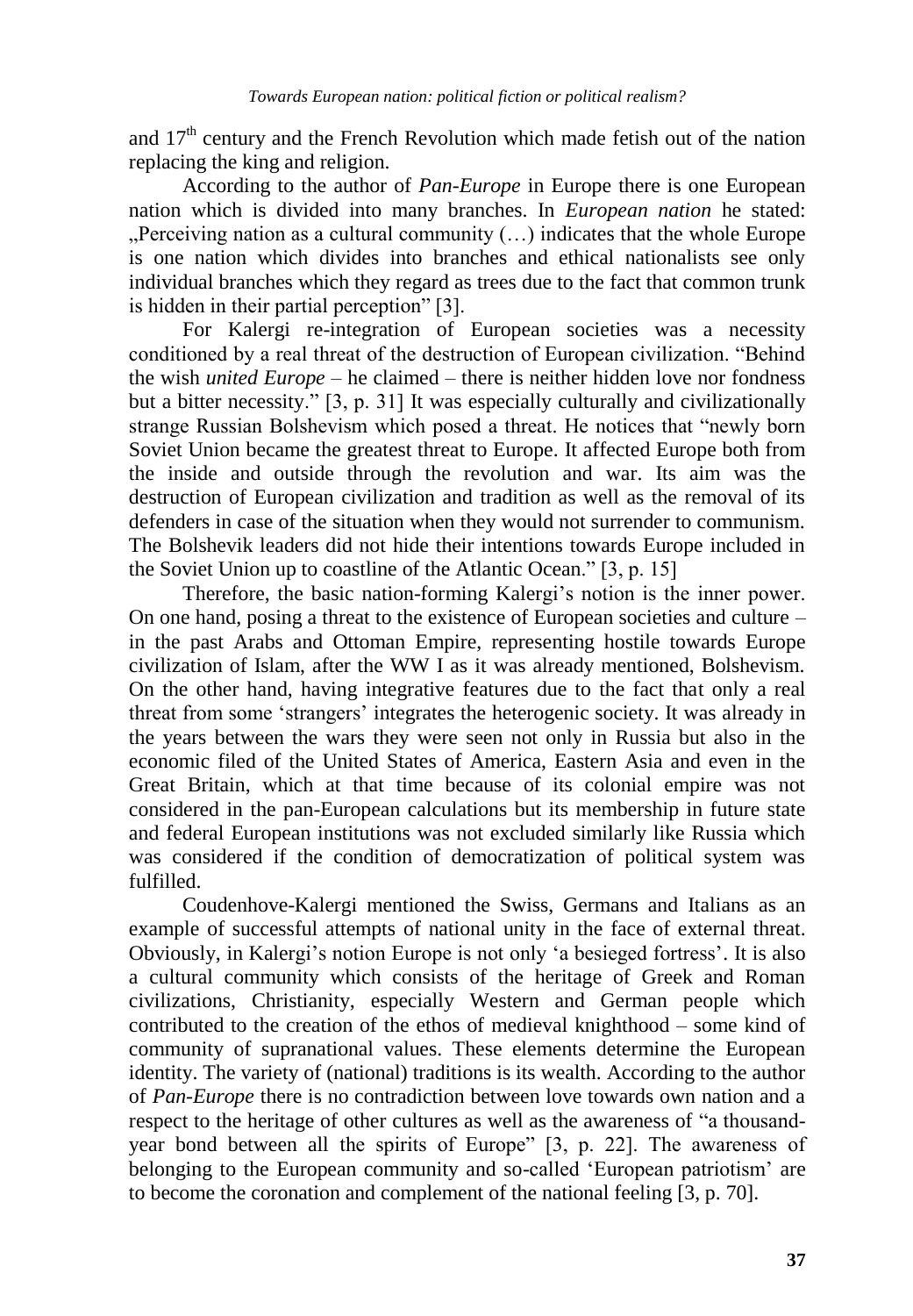and $17^{th}$ century and the French Revolution which made fetish out of the nation replacing the king and religion.

According to the author of *Pan-Europe* in Europe there is one European nation which is divided into many branches. In *European nation* he stated: „Perceiving nation as a cultural community (…) indicates that the whole Europe is one nation which divides into branches and ethical nationalists see only individual branches which they regard as trees due to the fact that common trunk is hidden in their partial perception" [3].

For Kalergi re-integration of European societies was a necessity conditioned by a real threat of the destruction of European civilization. "Behind the wish *united Europe* – he claimed – there is neither hidden love nor fondness but a bitter necessity." [3, p. 31] It was especially culturally and civilizationally strange Russian Bolshevism which posed a threat. He notices that "newly born Soviet Union became the greatest threat to Europe. It affected Europe both from the inside and outside through the revolution and war. Its aim was the destruction of European civilization and tradition as well as the removal of its defenders in case of the situation when they would not surrender to communism. The Bolshevik leaders did not hide their intentions towards Europe included in the Soviet Union up to coastline of the Atlantic Ocean." [3, p. 15]

Therefore, the basic nation-forming Kalergi's notion is the inner power. On one hand, posing a threat to the existence of European societies and culture – in the past Arabs and Ottoman Empire, representing hostile towards Europe civilization of Islam, after the WW I as it was already mentioned, Bolshevism. On the other hand, having integrative features due to the fact that only a real threat from some 'strangers' integrates the heterogenic society. It was already in the years between the wars they were seen not only in Russia but also in the economic filed of the United States of America, Eastern Asia and even in the Great Britain, which at that time because of its colonial empire was not considered in the pan-European calculations but its membership in future state and federal European institutions was not excluded similarly like Russia which was considered if the condition of democratization of political system was fulfilled.

Coudenhove-Kalergi mentioned the Swiss, Germans and Italians as an example of successful attempts of national unity in the face of external threat. Obviously, in Kalergi's notion Europe is not only 'a besieged fortress'. It is also a cultural community which consists of the heritage of Greek and Roman civilizations, Christianity, especially Western and German people which contributed to the creation of the ethos of medieval knighthood – some kind of community of supranational values. These elements determine the European identity. The variety of (national) traditions is its wealth. According to the author of *Pan-Europe* there is no contradiction between love towards own nation and a respect to the heritage of other cultures as well as the awareness of "a thousand-year bond between all the spirits of Europe" [3, p. 22]. The awareness of belonging to the European community and so-called 'European patriotism' are to become the coronation and complement of the national feeling [3, p. 70].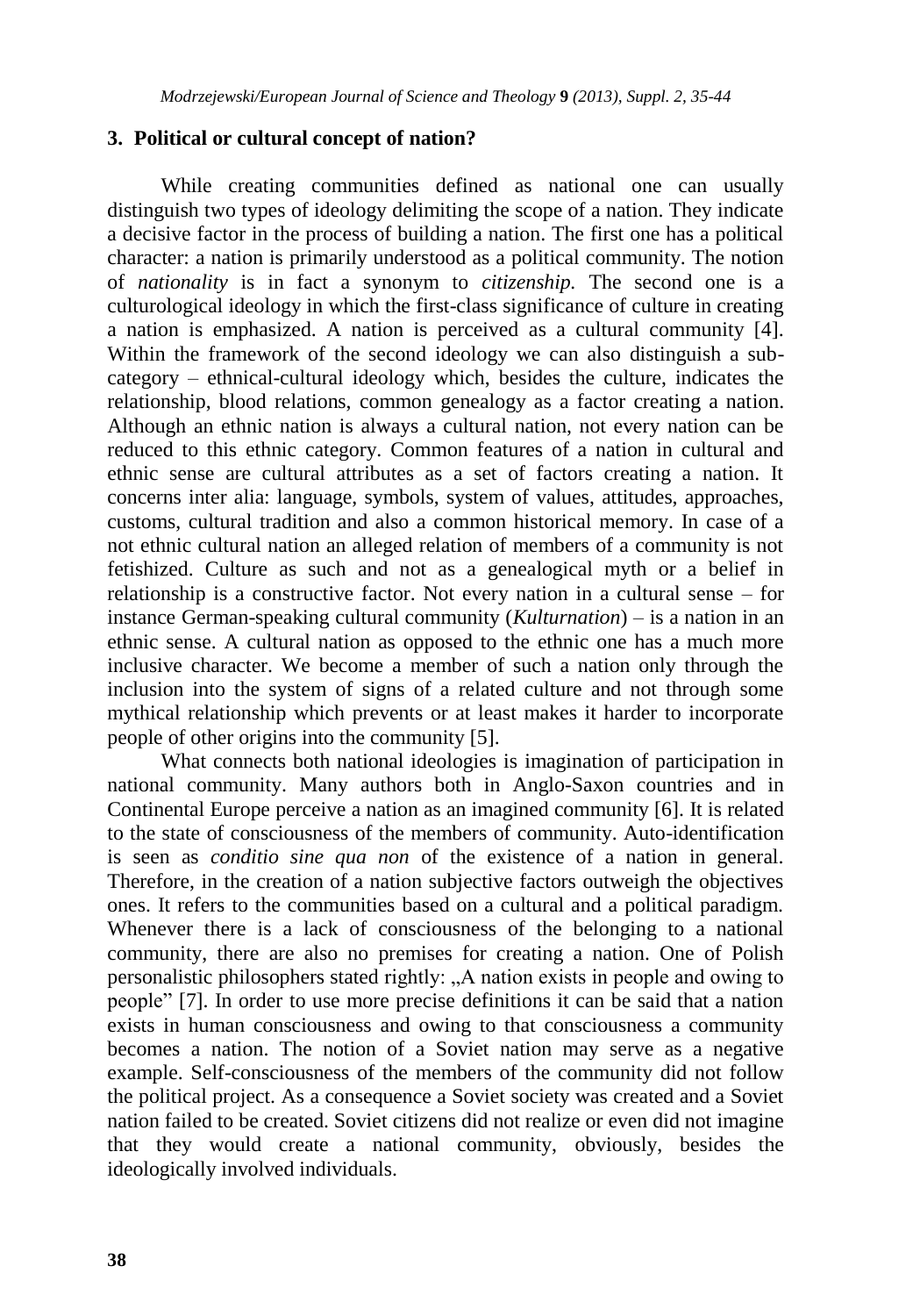## 3. Political or cultural concept of nation?

While creating communities defined as national one can usually distinguish two types of ideology delimiting the scope of a nation. They indicate a decisive factor in the process of building a nation. The first one has a political character: a nation is primarily understood as a political community. The notion of *nationality* is in fact a synonym to *citizenship.* The second one is a culturological ideology in which the first-class significance of culture in creating a nation is emphasized. A nation is perceived as a cultural community [4]. Within the framework of the second ideology we can also distinguish a sub-category – ethnical-cultural ideology which, besides the culture, indicates the relationship, blood relations, common genealogy as a factor creating a nation. Although an ethnic nation is always a cultural nation, not every nation can be reduced to this ethnic category. Common features of a nation in cultural and ethnic sense are cultural attributes as a set of factors creating a nation. It concerns inter alia: language, symbols, system of values, attitudes, approaches, customs, cultural tradition and also a common historical memory. In case of a not ethnic cultural nation an alleged relation of members of a community is not fetishized. Culture as such and not as a genealogical myth or a belief in relationship is a constructive factor. Not every nation in a cultural sense – for instance German-speaking cultural community (*Kulturnation*) – is a nation in an ethnic sense. A cultural nation as opposed to the ethnic one has a much more inclusive character. We become a member of such a nation only through the inclusion into the system of signs of a related culture and not through some mythical relationship which prevents or at least makes it harder to incorporate people of other origins into the community [5].

What connects both national ideologies is imagination of participation in national community. Many authors both in Anglo-Saxon countries and in Continental Europe perceive a nation as an imagined community [6]. It is related to the state of consciousness of the members of community. Auto-identification is seen as *conditio sine qua non* of the existence of a nation in general. Therefore, in the creation of a nation subjective factors outweigh the objectives ones. It refers to the communities based on a cultural and a political paradigm. Whenever there is a lack of consciousness of the belonging to a national community, there are also no premises for creating a nation. One of Polish personalistic philosophers stated rightly: „A nation exists in people and owing to people” [7]. In order to use more precise definitions it can be said that a nation exists in human consciousness and owing to that consciousness a community becomes a nation. The notion of a Soviet nation may serve as a negative example. Self-consciousness of the members of the community did not follow the political project. As a consequence a Soviet society was created and a Soviet nation failed to be created. Soviet citizens did not realize or even did not imagine that they would create a national community, obviously, besides the ideologically involved individuals.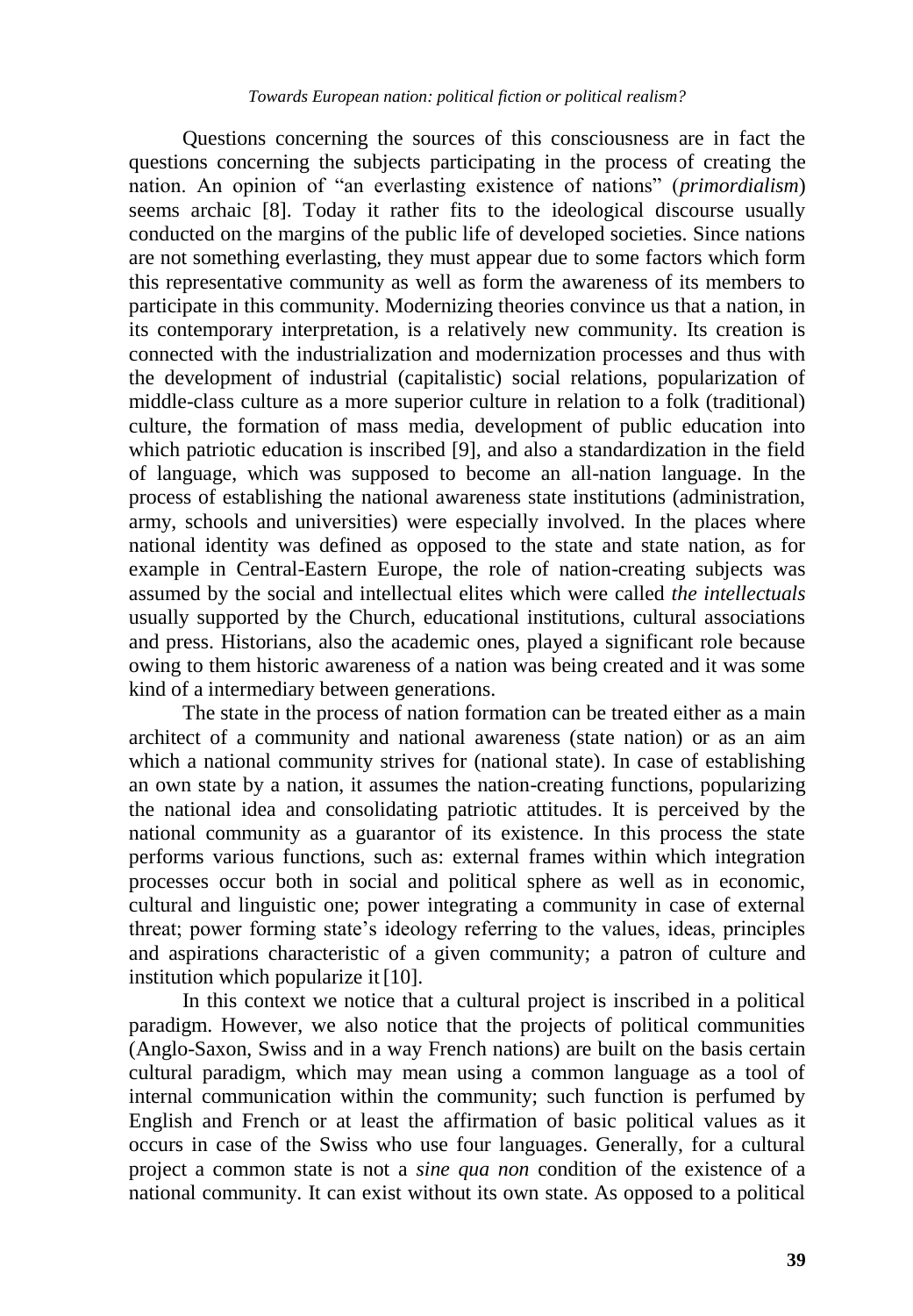Questions concerning the sources of this consciousness are in fact the questions concerning the subjects participating in the process of creating the nation. An opinion of "an everlasting existence of nations" (*primordialism*) seems archaic [8]. Today it rather fits to the ideological discourse usually conducted on the margins of the public life of developed societies. Since nations are not something everlasting, they must appear due to some factors which form this representative community as well as form the awareness of its members to participate in this community. Modernizing theories convince us that a nation, in its contemporary interpretation, is a relatively new community. Its creation is connected with the industrialization and modernization processes and thus with the development of industrial (capitalistic) social relations, popularization of middle-class culture as a more superior culture in relation to a folk (traditional) culture, the formation of mass media, development of public education into which patriotic education is inscribed [9], and also a standardization in the field of language, which was supposed to become an all-nation language. In the process of establishing the national awareness state institutions (administration, army, schools and universities) were especially involved. In the places where national identity was defined as opposed to the state and state nation, as for example in Central-Eastern Europe, the role of nation-creating subjects was assumed by the social and intellectual elites which were called *the intellectuals* usually supported by the Church, educational institutions, cultural associations and press. Historians, also the academic ones, played a significant role because owing to them historic awareness of a nation was being created and it was some kind of a intermediary between generations.

The state in the process of nation formation can be treated either as a main architect of a community and national awareness (state nation) or as an aim which a national community strives for (national state). In case of establishing an own state by a nation, it assumes the nation-creating functions, popularizing the national idea and consolidating patriotic attitudes. It is perceived by the national community as a guarantor of its existence. In this process the state performs various functions, such as: external frames within which integration processes occur both in social and political sphere as well as in economic, cultural and linguistic one; power integrating a community in case of external threat; power forming state's ideology referring to the values, ideas, principles and aspirations characteristic of a given community; a patron of culture and institution which popularize it [10].

In this context we notice that a cultural project is inscribed in a political paradigm. However, we also notice that the projects of political communities (Anglo-Saxon, Swiss and in a way French nations) are built on the basis certain cultural paradigm, which may mean using a common language as a tool of internal communication within the community; such function is perfumed by English and French or at least the affirmation of basic political values as it occurs in case of the Swiss who use four languages. Generally, for a cultural project a common state is not a *sine qua non* condition of the existence of a national community. It can exist without its own state. As opposed to a political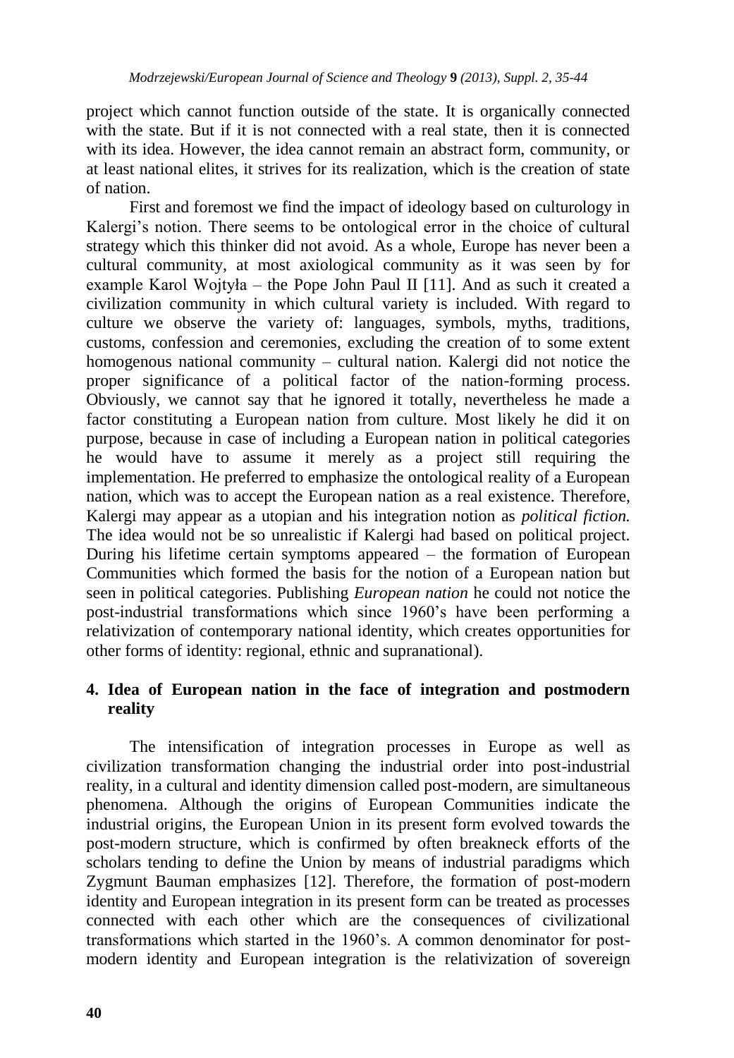project which cannot function outside of the state. It is organically connected with the state. But if it is not connected with a real state, then it is connected with its idea. However, the idea cannot remain an abstract form, community, or at least national elites, it strives for its realization, which is the creation of state of nation.

First and foremost we find the impact of ideology based on culturology in Kalergi's notion. There seems to be ontological error in the choice of cultural strategy which this thinker did not avoid. As a whole, Europe has never been a cultural community, at most axiological community as it was seen by for example Karol Wojtyła – the Pope John Paul II [11]. And as such it created a civilization community in which cultural variety is included. With regard to culture we observe the variety of: languages, symbols, myths, traditions, customs, confession and ceremonies, excluding the creation of to some extent homogenous national community – cultural nation. Kalergi did not notice the proper significance of a political factor of the nation-forming process. Obviously, we cannot say that he ignored it totally, nevertheless he made a factor constituting a European nation from culture. Most likely he did it on purpose, because in case of including a European nation in political categories he would have to assume it merely as a project still requiring the implementation. He preferred to emphasize the ontological reality of a European nation, which was to accept the European nation as a real existence. Therefore, Kalergi may appear as a utopian and his integration notion as *political fiction.* The idea would not be so unrealistic if Kalergi had based on political project. During his lifetime certain symptoms appeared – the formation of European Communities which formed the basis for the notion of a European nation but seen in political categories. Publishing *European nation* he could not notice the post-industrial transformations which since 1960's have been performing a relativization of contemporary national identity, which creates opportunities for other forms of identity: regional, ethnic and supranational).

## 4. Idea of European nation in the face of integration and postmodern reality

The intensification of integration processes in Europe as well as civilization transformation changing the industrial order into post-industrial reality, in a cultural and identity dimension called post-modern, are simultaneous phenomena. Although the origins of European Communities indicate the industrial origins, the European Union in its present form evolved towards the post-modern structure, which is confirmed by often breakneck efforts of the scholars tending to define the Union by means of industrial paradigms which Zygmunt Bauman emphasizes [12]. Therefore, the formation of post-modern identity and European integration in its present form can be treated as processes connected with each other which are the consequences of civilizational transformations which started in the 1960's. A common denominator for post-modern identity and European integration is the relativization of sovereign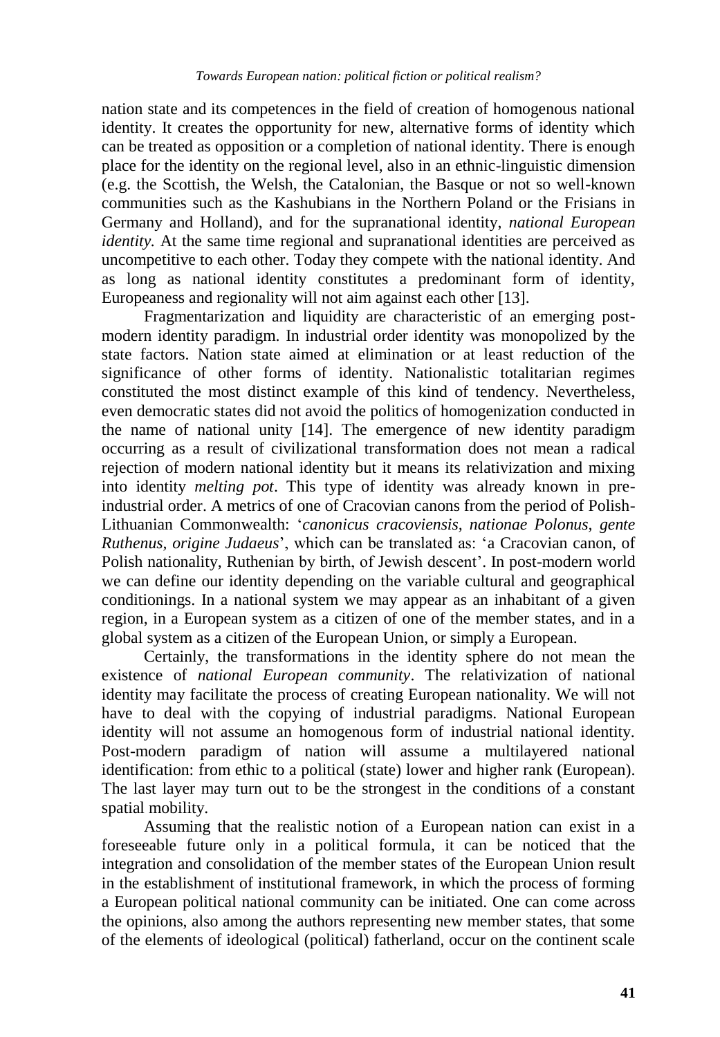nation state and its competences in the field of creation of homogenous national identity. It creates the opportunity for new, alternative forms of identity which can be treated as opposition or a completion of national identity. There is enough place for the identity on the regional level, also in an ethnic-linguistic dimension (e.g. the Scottish, the Welsh, the Catalonian, the Basque or not so well-known communities such as the Kashubians in the Northern Poland or the Frisians in Germany and Holland), and for the supranational identity, *national European identity.* At the same time regional and supranational identities are perceived as uncompetitive to each other. Today they compete with the national identity. And as long as national identity constitutes a predominant form of identity, Europeaness and regionality will not aim against each other [13].

Fragmentarization and liquidity are characteristic of an emerging post-modern identity paradigm. In industrial order identity was monopolized by the state factors. Nation state aimed at elimination or at least reduction of the significance of other forms of identity. Nationalistic totalitarian regimes constituted the most distinct example of this kind of tendency. Nevertheless, even democratic states did not avoid the politics of homogenization conducted in the name of national unity [14]. The emergence of new identity paradigm occurring as a result of civilizational transformation does not mean a radical rejection of modern national identity but it means its relativization and mixing into identity *melting pot*. This type of identity was already known in pre-industrial order. A metrics of one of Cracovian canons from the period of Polish-Lithuanian Commonwealth: '*canonicus cracoviensis, nationae Polonus, gente Ruthenus, origine Judaeus*', which can be translated as: 'a Cracovian canon, of Polish nationality, Ruthenian by birth, of Jewish descent'. In post-modern world we can define our identity depending on the variable cultural and geographical conditionings. In a national system we may appear as an inhabitant of a given region, in a European system as a citizen of one of the member states, and in a global system as a citizen of the European Union, or simply a European.

Certainly, the transformations in the identity sphere do not mean the existence of *national European community*. The relativization of national identity may facilitate the process of creating European nationality. We will not have to deal with the copying of industrial paradigms. National European identity will not assume an homogenous form of industrial national identity. Post-modern paradigm of nation will assume a multilayered national identification: from ethic to a political (state) lower and higher rank (European). The last layer may turn out to be the strongest in the conditions of a constant spatial mobility.

Assuming that the realistic notion of a European nation can exist in a foreseeable future only in a political formula, it can be noticed that the integration and consolidation of the member states of the European Union result in the establishment of institutional framework, in which the process of forming a European political national community can be initiated. One can come across the opinions, also among the authors representing new member states, that some of the elements of ideological (political) fatherland, occur on the continent scale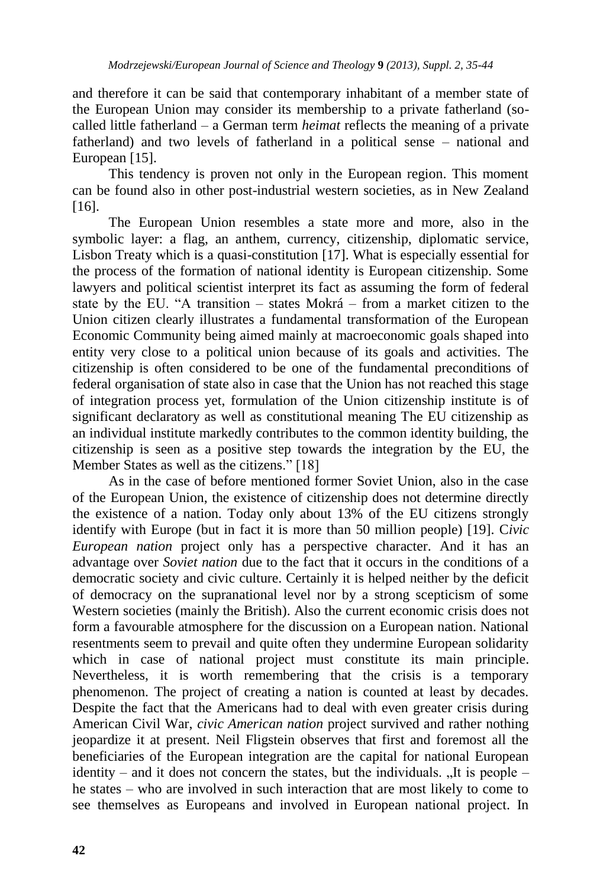and therefore it can be said that contemporary inhabitant of a member state of the European Union may consider its membership to a private fatherland (so-called little fatherland – a German term *heimat* reflects the meaning of a private fatherland) and two levels of fatherland in a political sense – national and European [15].

This tendency is proven not only in the European region. This moment can be found also in other post-industrial western societies, as in New Zealand [16].

The European Union resembles a state more and more, also in the symbolic layer: a flag, an anthem, currency, citizenship, diplomatic service, Lisbon Treaty which is a quasi-constitution [17]. What is especially essential for the process of the formation of national identity is European citizenship. Some lawyers and political scientist interpret its fact as assuming the form of federal state by the EU. "A transition – states Mokrá – from a market citizen to the Union citizen clearly illustrates a fundamental transformation of the European Economic Community being aimed mainly at macroeconomic goals shaped into entity very close to a political union because of its goals and activities. The citizenship is often considered to be one of the fundamental preconditions of federal organisation of state also in case that the Union has not reached this stage of integration process yet, formulation of the Union citizenship institute is of significant declaratory as well as constitutional meaning The EU citizenship as an individual institute markedly contributes to the common identity building, the citizenship is seen as a positive step towards the integration by the EU, the Member States as well as the citizens." [18]

As in the case of before mentioned former Soviet Union, also in the case of the European Union, the existence of citizenship does not determine directly the existence of a nation. Today only about 13% of the EU citizens strongly identify with Europe (but in fact it is more than 50 million people) [19]. *Civic European nation* project only has a perspective character. And it has an advantage over *Soviet nation* due to the fact that it occurs in the conditions of a democratic society and civic culture. Certainly it is helped neither by the deficit of democracy on the supranational level nor by a strong scepticism of some Western societies (mainly the British). Also the current economic crisis does not form a favourable atmosphere for the discussion on a European nation. National resentments seem to prevail and quite often they undermine European solidarity which in case of national project must constitute its main principle. Nevertheless, it is worth remembering that the crisis is a temporary phenomenon. The project of creating a nation is counted at least by decades. Despite the fact that the Americans had to deal with even greater crisis during American Civil War, *civic American nation* project survived and rather nothing jeopardize it at present. Neil Fligstein observes that first and foremost all the beneficiaries of the European integration are the capital for national European identity – and it does not concern the states, but the individuals. „It is people – he states – who are involved in such interaction that are most likely to come to see themselves as Europeans and involved in European national project. In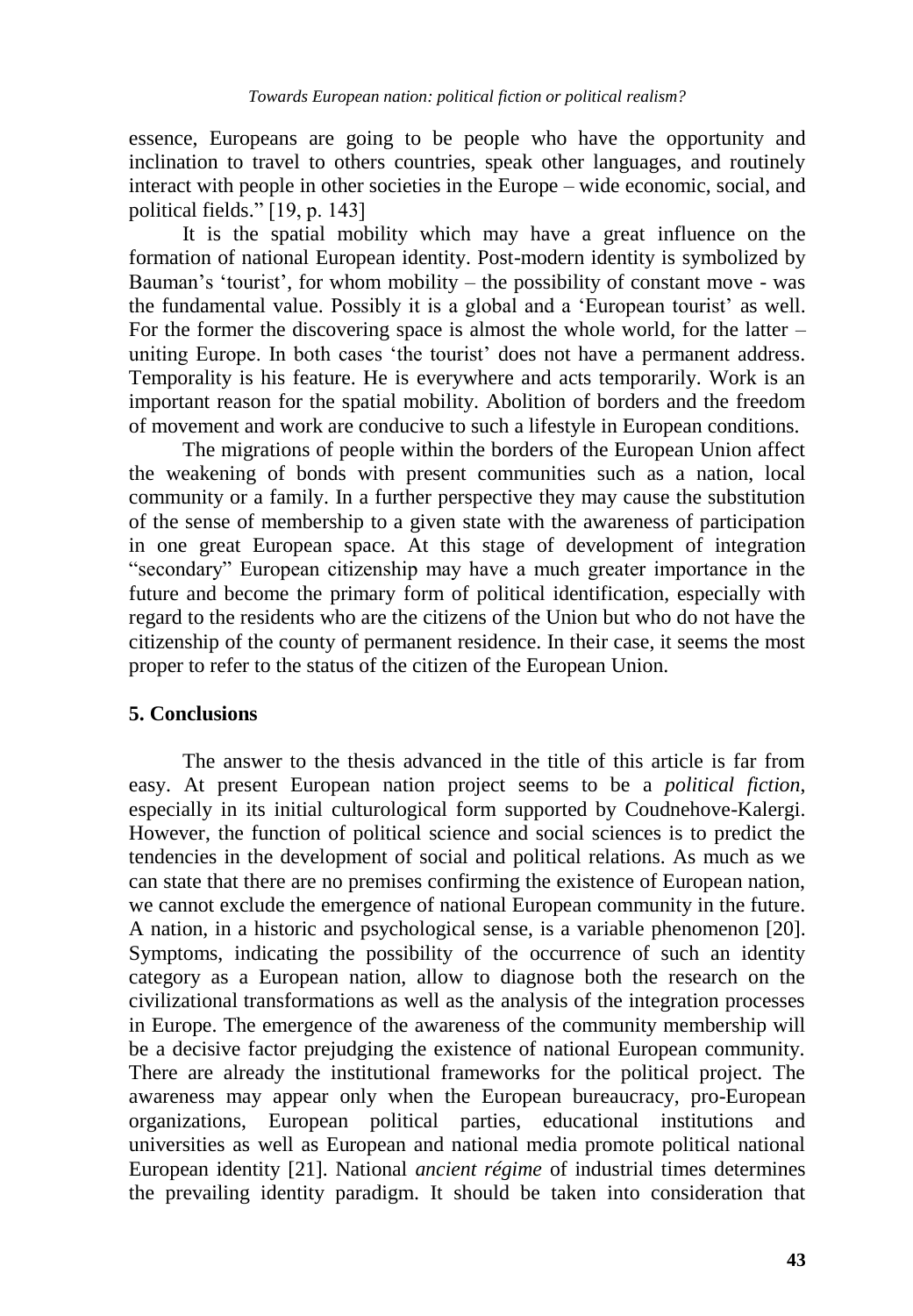essence, Europeans are going to be people who have the opportunity and inclination to travel to others countries, speak other languages, and routinely interact with people in other societies in the Europe – wide economic, social, and political fields." [19, p. 143]

It is the spatial mobility which may have a great influence on the formation of national European identity. Post-modern identity is symbolized by Bauman's 'tourist', for whom mobility – the possibility of constant move - was the fundamental value. Possibly it is a global and a 'European tourist' as well. For the former the discovering space is almost the whole world, for the latter – uniting Europe. In both cases 'the tourist' does not have a permanent address. Temporality is his feature. He is everywhere and acts temporarily. Work is an important reason for the spatial mobility. Abolition of borders and the freedom of movement and work are conducive to such a lifestyle in European conditions.

The migrations of people within the borders of the European Union affect the weakening of bonds with present communities such as a nation, local community or a family. In a further perspective they may cause the substitution of the sense of membership to a given state with the awareness of participation in one great European space. At this stage of development of integration "secondary" European citizenship may have a much greater importance in the future and become the primary form of political identification, especially with regard to the residents who are the citizens of the Union but who do not have the citizenship of the county of permanent residence. In their case, it seems the most proper to refer to the status of the citizen of the European Union.

## 5. Conclusions

The answer to the thesis advanced in the title of this article is far from easy. At present European nation project seems to be a *political fiction*, especially in its initial culturological form supported by Coudnehove-Kalergi. However, the function of political science and social sciences is to predict the tendencies in the development of social and political relations. As much as we can state that there are no premises confirming the existence of European nation, we cannot exclude the emergence of national European community in the future. A nation, in a historic and psychological sense, is a variable phenomenon [20]. Symptoms, indicating the possibility of the occurrence of such an identity category as a European nation, allow to diagnose both the research on the civilizational transformations as well as the analysis of the integration processes in Europe. The emergence of the awareness of the community membership will be a decisive factor prejudging the existence of national European community. There are already the institutional frameworks for the political project. The awareness may appear only when the European bureaucracy, pro-European organizations, European political parties, educational institutions and universities as well as European and national media promote political national European identity [21]. National *ancient régime* of industrial times determines the prevailing identity paradigm. It should be taken into consideration that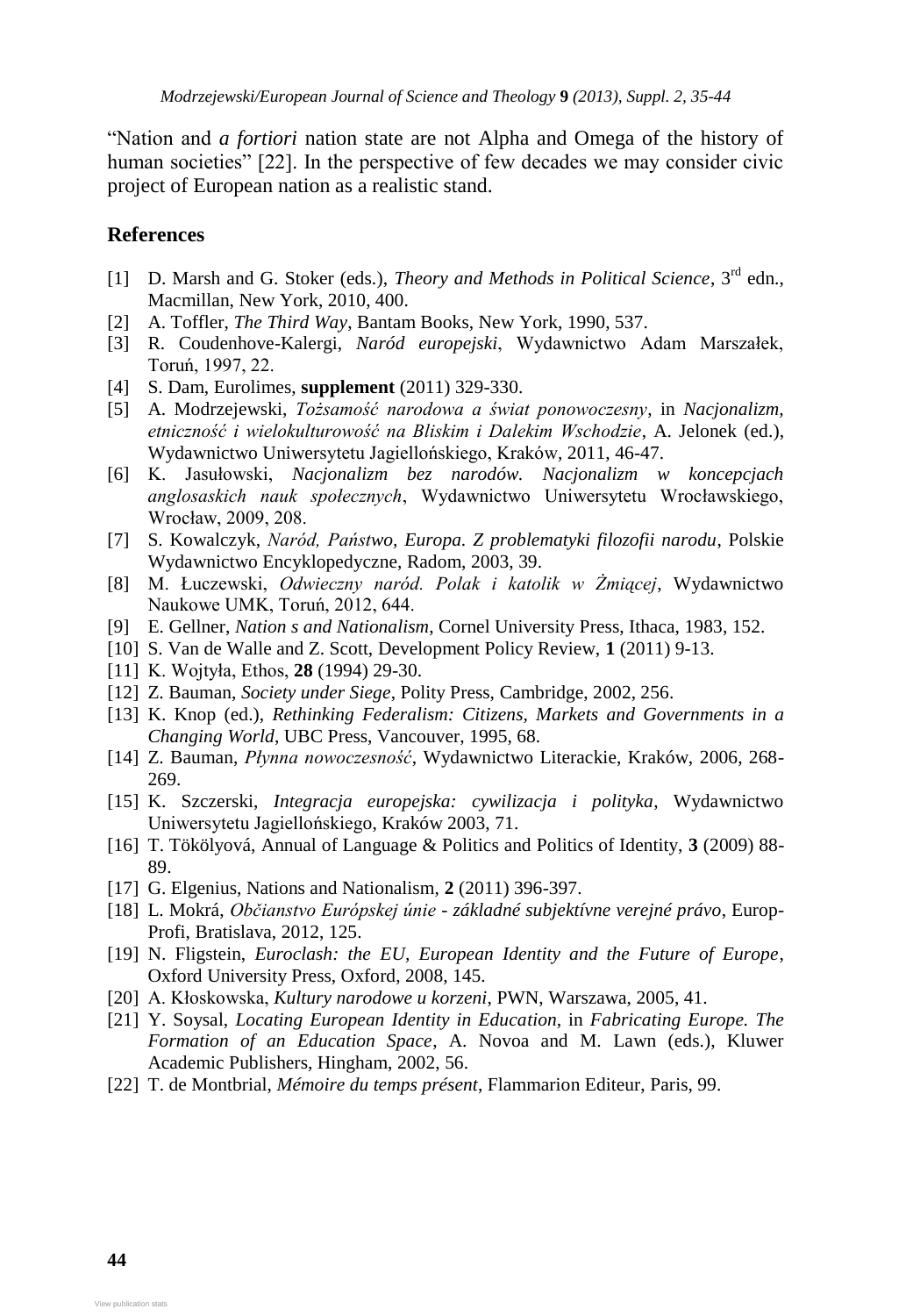"Nation and *a fortiori* nation state are not Alpha and Omega of the history of human societies" [22]. In the perspective of few decades we may consider civic project of European nation as a realistic stand.

## References

[1] D. Marsh and G. Stoker (eds.), *Theory and Methods in Political Science*, 3rd edn., Macmillan, New York, 2010, 400.

[2] A. Toffler, *The Third Way*, Bantam Books, New York, 1990, 537.

[3] R. Coudenhove-Kalergi, *Naród europejski*, Wydawnictwo Adam Marszałek, Toruń, 1997, 22.

[4] S. Dam, Eurolimes, **supplement** (2011) 329-330.

[5] A. Modrzejewski, *Tożsamość narodowa a świat ponowoczesny*, in *Nacjonalizm, etniczność i wielokulturowość na Bliskim i Dalekim Wschodzie*, A. Jelonek (ed.), Wydawnictwo Uniwersytetu Jagiellońskiego, Kraków, 2011, 46-47.

[6] K. Jasułowski, *Nacjonalizm bez narodów. Nacjonalizm w koncepcjach anglosaskich nauk społecznych*, Wydawnictwo Uniwersytetu Wrocławskiego, Wrocław, 2009, 208.

[7] S. Kowalczyk, *Naród, Państwo, Europa. Z problematyki filozofii narodu*, Polskie Wydawnictwo Encyklopedyczne, Radom, 2003, 39.

[8] M. Łuczewski, *Odwieczny naród. Polak i katolik w Żmiącej*, Wydawnictwo Naukowe UMK, Toruń, 2012, 644.

[9] E. Gellner, *Nation s and Nationalism*, Cornel University Press, Ithaca, 1983, 152.

[10] S. Van de Walle and Z. Scott, Development Policy Review, **1** (2011) 9-13.

[11] K. Wojtyła, Ethos, **28** (1994) 29-30.

[12] Z. Bauman, *Society under Siege*, Polity Press, Cambridge, 2002, 256.

[13] K. Knop (ed.), *Rethinking Federalism: Citizens, Markets and Governments in a Changing World*, UBC Press, Vancouver, 1995, 68.

[14] Z. Bauman, *Płynna nowoczesność*, Wydawnictwo Literackie, Kraków, 2006, 268-269.

[15] K. Szczerski, *Integracja europejska: cywilizacja i polityka*, Wydawnictwo Uniwersytetu Jagiellońskiego, Kraków 2003, 71.

[16] T. Tökölyová, Annual of Language & Politics and Politics of Identity, **3** (2009) 88-89.

[17] G. Elgenius, Nations and Nationalism, **2** (2011) 396-397.

[18] L. Mokrá, *Občianstvo Európskej únie - základné subjektívne verejné právo*, Europ-Profi, Bratislava, 2012, 125.

[19] N. Fligstein, *Euroclash: the EU, European Identity and the Future of Europe*, Oxford University Press, Oxford, 2008, 145.

[20] A. Kłoskowska, *Kultury narodowe u korzeni*, PWN, Warszawa, 2005, 41.

[21] Y. Soysal, *Locating European Identity in Education*, in *Fabricating Europe. The Formation of an Education Space*, A. Novoa and M. Lawn (eds.), Kluwer Academic Publishers, Hingham, 2002, 56.

[22] T. de Montbrial, *Mémoire du temps présent*, Flammarion Editeur, Paris, 99.